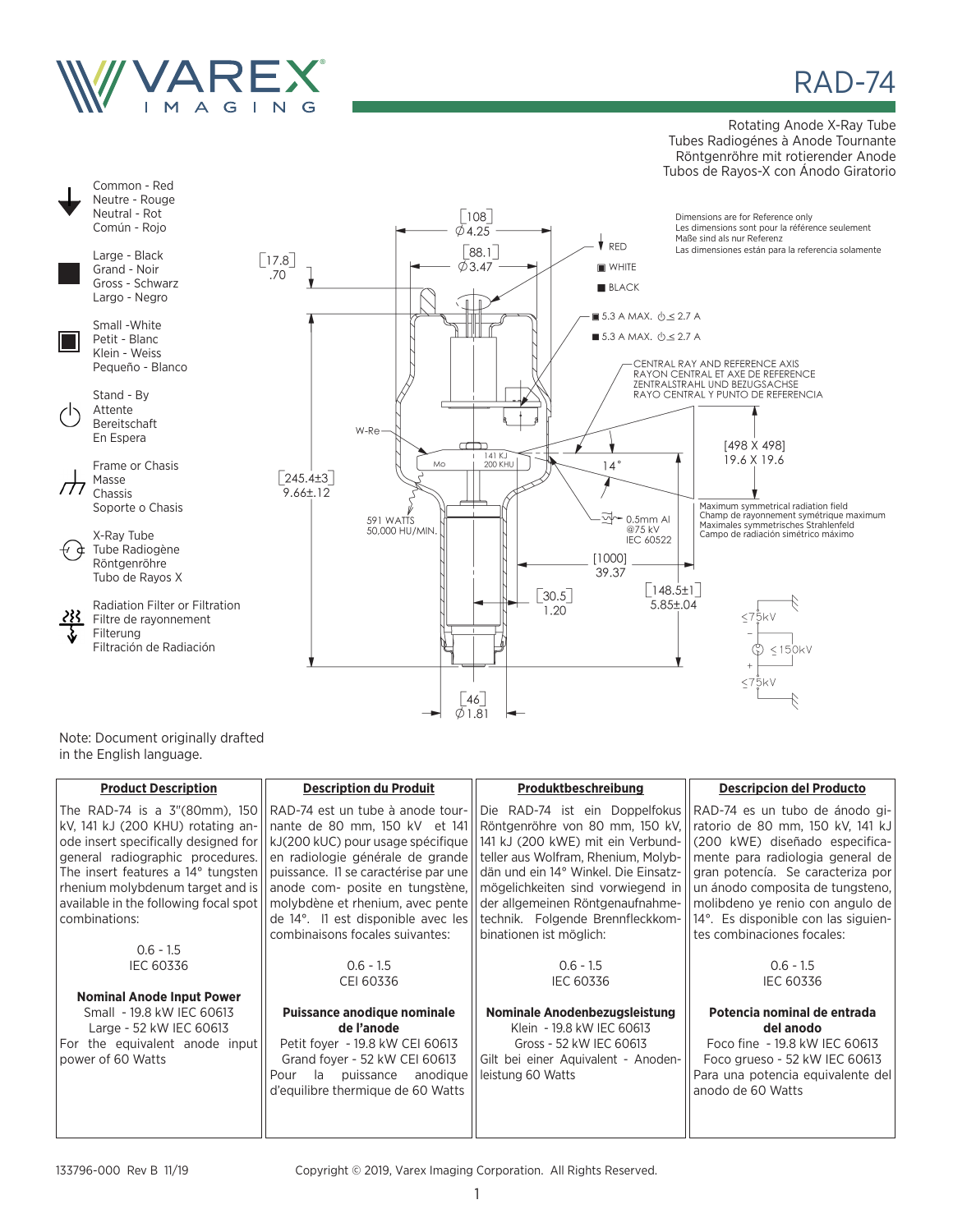# RAD-74

Rotating Anode X-Ray Tube
Tubes Radiogénes à Anode Tournante
Röntgenröhre mit rotierender Anode
Tubos de Rayos-X con Ánodo Giratorio

Common - Red
Neutre - Rouge
Neutral - Rot
Común - Rojo

Large - Black
Grand - Noir
Gross - Schwarz
Largo - Negro

Small -White
Petit - Blanc
Klein - Weiss
Pequeño - Blanco

Stand - By
Attente
Bereitschaft
En Espera

Frame or Chasis
Masse
Chassis
Soporte o Chasis

X-Ray Tube
Tube Radiogène
Röntgenröhre
Tubo de Rayos X

Radiation Filter or Filtration
Filtre de rayonnement
Filterung
Filtración de Radiación

Dimensions are for Reference only
Les dimensions sont pour la référence seulement
Maße sind als nur Referenz
Las dimensiones están para la referencia solamente

[108] Ø4.25
[88.1] Ø3.47
[17.8] .70
RED
WHITE
BLACK
5.3 A MAX. ⏻ ≤ 2.7 A
5.3 A MAX. ⏻ ≤ 2.7 A

CENTRAL RAY AND REFERENCE AXIS
RAYON CENTRAL ET AXE DE REFERENCE
ZENTRALSTRAHL UND BEZUGSACHSE
RAYO CENTRAL Y PUNTO DE REFERENCIA

W-Re
Mo
141 KJ
200 KHU
14°
[498 X 498] 19.6 X 19.6
[245.4±3] 9.66±.12

Maximum symmetrical radiation field
Champ de rayonnement symétrique maximum
Maximales symmetrisches Strahlenfeld
Campo de radiación simétrico máximo

591 WATTS
50,000 HU/MIN.
0.5mm Al @75 kV IEC 60522
[1000] 39.37
[30.5] 1.20
[148.5±1] 5.85±.04
≤75kV
≤150kV
≤75kV
[46] Ø1.81

Note: Document originally drafted in the English language.

| Product Description | Description du Produit | Produktbeschreibung | Descripcion del Producto |
|---|---|---|---|
| The RAD-74 is a 3"(80mm), 150 kV, 141 kJ (200 KHU) rotating anode insert specifically designed for general radiographic procedures. The insert features a 14° tungsten rhenium molybdenum target and is available in the following focal spot combinations:<br><br>0.6 - 1.5<br>IEC 60336<br><br>**Nominal Anode Input Power**<br>Small - 19.8 kW IEC 60613<br>Large - 52 kW IEC 60613<br>For the equivalent anode input power of 60 Watts | RAD-74 est un tube à anode tournante de 80 mm, 150 kV et 141 kJ(200 kUC) pour usage spécifique en radiologie générale de grande puissance. Il se caractérise par une anode com- posite en tungstène, molybdène et rhenium, avec pente de 14°. Il est disponible avec les combinaisons focales suivantes:<br><br>0.6 - 1.5<br>CEI 60336<br><br>**Puissance anodique nominale de l'anode**<br>Petit foyer - 19.8 kW CEI 60613<br>Grand foyer - 52 kW CEI 60613<br>Pour la puissance anodique d'equilibre thermique de 60 Watts | Die RAD-74 ist ein Doppelfokus Röntgenröhre von 80 mm, 150 kV, 141 kJ (200 kWE) mit ein Verbundteller aus Wolfram, Rhenium, Molybdän und ein 14° Winkel. Die Einsatzmögelichkeiten sind vorwiegend in der allgemeinen Röntgenaufnahmetechnik. Folgende Brennfleckkombinationen ist möglich:<br><br>0.6 - 1.5<br>IEC 60336<br><br>**Nominale Anodenbezugsleistung**<br>Klein - 19.8 kW IEC 60613<br>Gross - 52 kW IEC 60613<br>Gilt bei einer Aquivalent - Anodenleistung 60 Watts | RAD-74 es un tubo de ánodo giratorio de 80 mm, 150 kV, 141 kJ (200 kWE) diseñado especificamente para radiologia general de gran potencía. Se caracteriza por un ánodo composita de tungsteno, molibdeno ye renio con angulo de 14°. Es disponible con las siguientes combinaciones focales:<br><br>0.6 - 1.5<br>IEC 60336<br><br>**Potencia nominal de entrada del anodo**<br>Foco fine - 19.8 kW IEC 60613<br>Foco grueso - 52 kW IEC 60613<br>Para una potencia equivalente del anodo de 60 Watts |

133796-000 Rev B 11/19

Copyright © 2019, Varex Imaging Corporation. All Rights Reserved.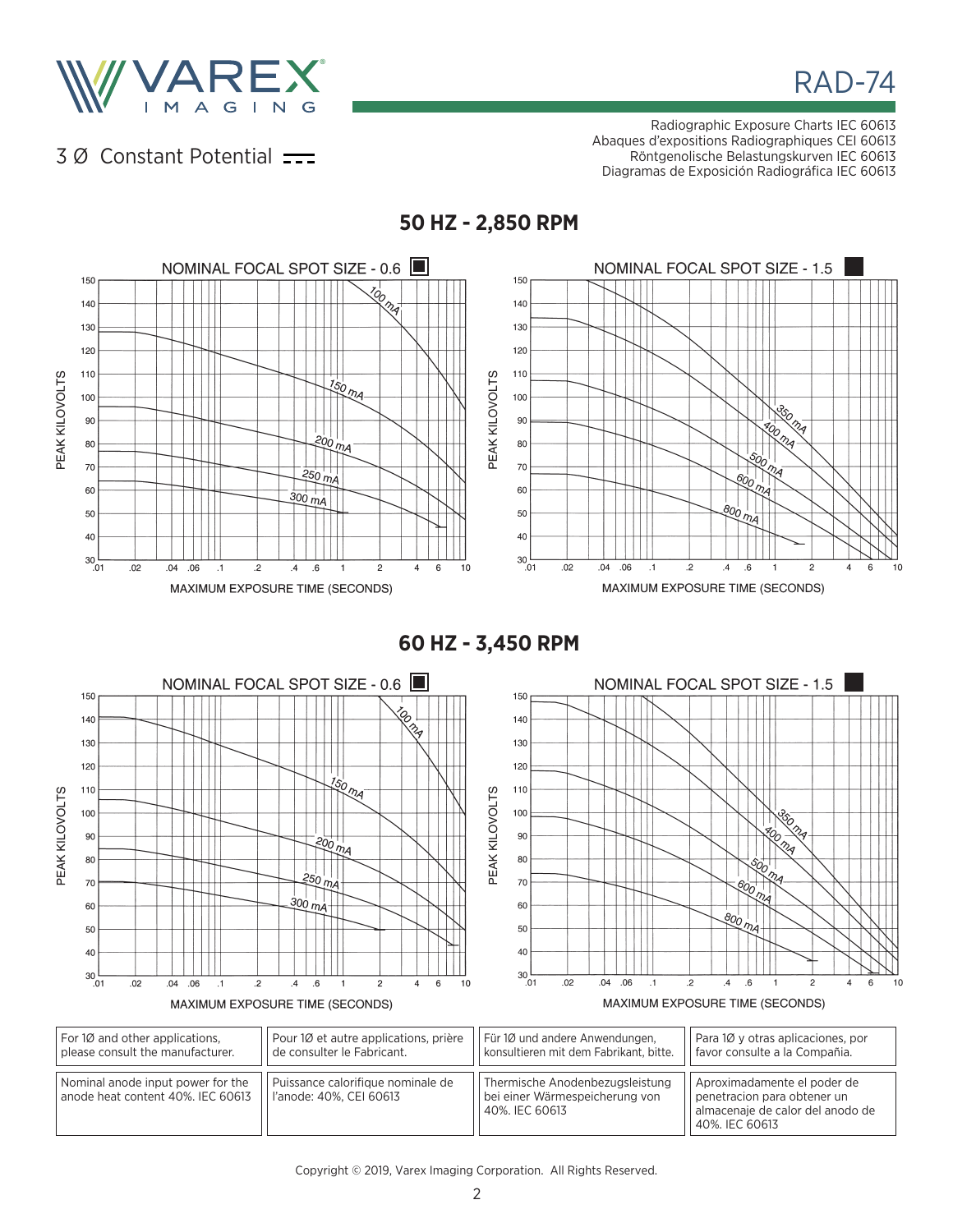# RAD-74

## 3 Ø Constant Potential

Radiographic Exposure Charts IEC 60613
Abaques d'expositions Radiographiques CEI 60613
Röntgenolische Belastungskurven IEC 60613
Diagramas de Exposición Radiográfica IEC 60613

## 50 HZ - 2,850 RPM

### NOMINAL FOCAL SPOT SIZE - 0.6

PEAK KILOVOLTS (30–150) vs. MAXIMUM EXPOSURE TIME (SECONDS) (.01–10)

Curves: 100 mA, 150 mA, 200 mA, 250 mA, 300 mA

### NOMINAL FOCAL SPOT SIZE - 1.5

PEAK KILOVOLTS (30–150) vs. MAXIMUM EXPOSURE TIME (SECONDS) (.01–10)

Curves: 350 mA, 400 mA, 500 mA, 600 mA, 800 mA

## 60 HZ - 3,450 RPM

### NOMINAL FOCAL SPOT SIZE - 0.6

PEAK KILOVOLTS (30–150) vs. MAXIMUM EXPOSURE TIME (SECONDS) (.01–10)

Curves: 100 mA, 150 mA, 200 mA, 250 mA, 300 mA

### NOMINAL FOCAL SPOT SIZE - 1.5

PEAK KILOVOLTS (30–150) vs. MAXIMUM EXPOSURE TIME (SECONDS) (.01–10)

Curves: 350 mA, 400 mA, 500 mA, 600 mA, 800 mA

| | | | |
|---|---|---|---|
| For 1Ø and other applications, please consult the manufacturer. | Pour 1Ø et autre applications, prière de consulter le Fabricant. | Für 1Ø und andere Anwendungen, konsultieren mit dem Fabrikant, bitte. | Para 1Ø y otras aplicaciones, por favor consulte a la Compañia. |
| Nominal anode input power for the anode heat content 40%. IEC 60613 | Puissance calorifique nominale de l'anode: 40%, CEI 60613 | Thermische Anodenbezugsleistung bei einer Wärmespeicherung von 40%. IEC 60613 | Aproximadamente el poder de penetracion para obtener un almacenaje de calor del anodo de 40%. IEC 60613 |

Copyright © 2019, Varex Imaging Corporation. All Rights Reserved.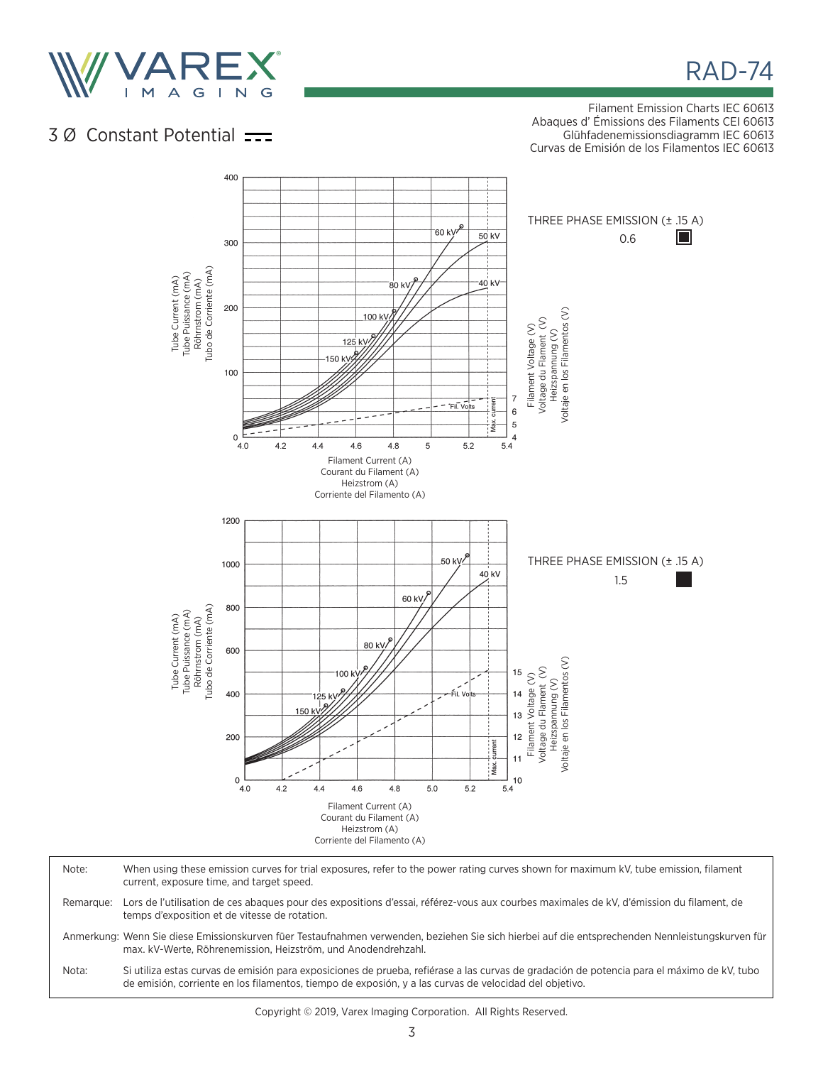RAD-74

## 3 Ø Constant Potential

Filament Emission Charts IEC 60613
Abaques d' Émissions des Filaments CEI 60613
Glühfademissionsdiagramm IEC 60613
Curvas de Emisión de los Filamentos IEC 60613

THREE PHASE EMISSION (± .15 A)
0.6

THREE PHASE EMISSION (± .15 A)
1.5

| | |
|---|---|
| Note: | When using these emission curves for trial exposures, refer to the power rating curves shown for maximum kV, tube emission, filament current, exposure time, and target speed. |
| Remarque: | Lors de l'utilisation de ces abaques pour des expositions d'essai, référez-vous aux courbes maximales de kV, d'émission du filament, de temps d'exposition et de vitesse de rotation. |
| Anmerkung: | Wenn Sie diese Emissionskurven füer Testaufnahmen verwenden, beziehen Sie sich hierbei auf die entsprechenden Nennleistungskurven für max. kV-Werte, Röhrenemission, Heizströn, und Anodendrehzahl. |
| Nota: | Si utiliza estas curvas de emisión para exposiciones de prueba, refiérase a las curvas de gradación de potencia para el máximo de kV, tubo de emisión, corriente en los filamentos, tiempo de exposión, y a las curvas de velocidad del objetivo. |

Copyright © 2019, Varex Imaging Corporation. All Rights Reserved.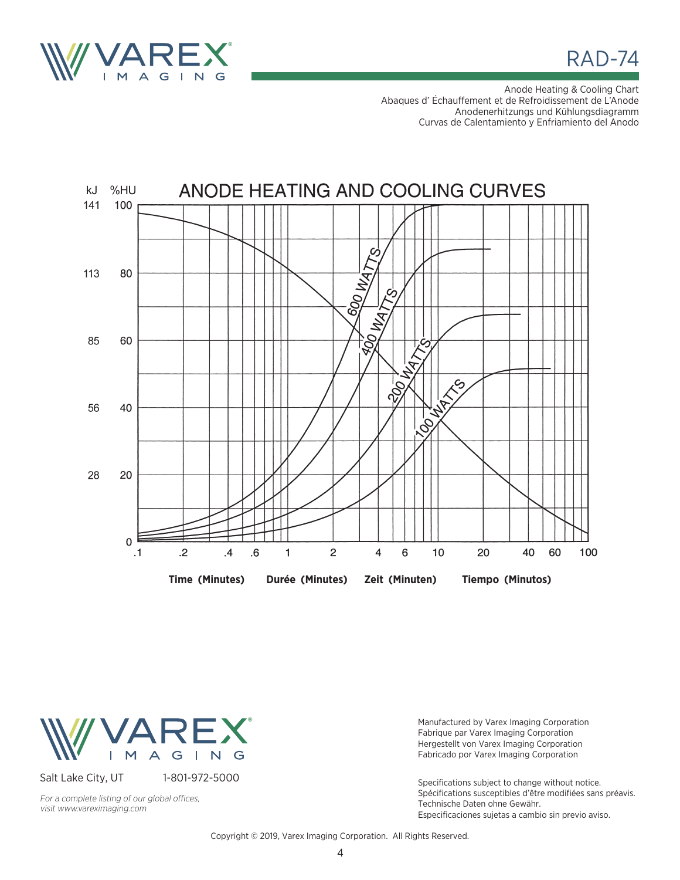Anode Heating & Cooling Chart
Abaques d' Échauffement et de Refroidissement de L'Anode
Anodenerhitzungs und Kühlungsdiagramm
Curvas de Calentamiento y Enfriamiento del Anodo

ANODE HEATING AND COOLING CURVES

kJ %HU

141 100

113 80

85 60

56 40

28 20

0

600 WATTS

400 WATTS

200 WATTS

100 WATTS

.1 .2 .4 .6 1 2 4 6 10 20 40 60 100

**Time (Minutes)** **Durée (Minutes)** **Zeit (Minuten)** **Tiempo (Minutos)**

Salt Lake City, UT 1-801-972-5000

*For a complete listing of our global offices, visit www.vareximaging.com*

Manufactured by Varex Imaging Corporation
Fabrique par Varex Imaging Corporation
Hergestellt von Varex Imaging Corporation
Fabricado por Varex Imaging Corporation

Specifications subject to change without notice.
Spécifications susceptibles d'être modifiées sans préavis.
Technische Daten ohne Gewähr.
Especificaciones sujetas a cambio sin previo aviso.

Copyright © 2019, Varex Imaging Corporation. All Rights Reserved.